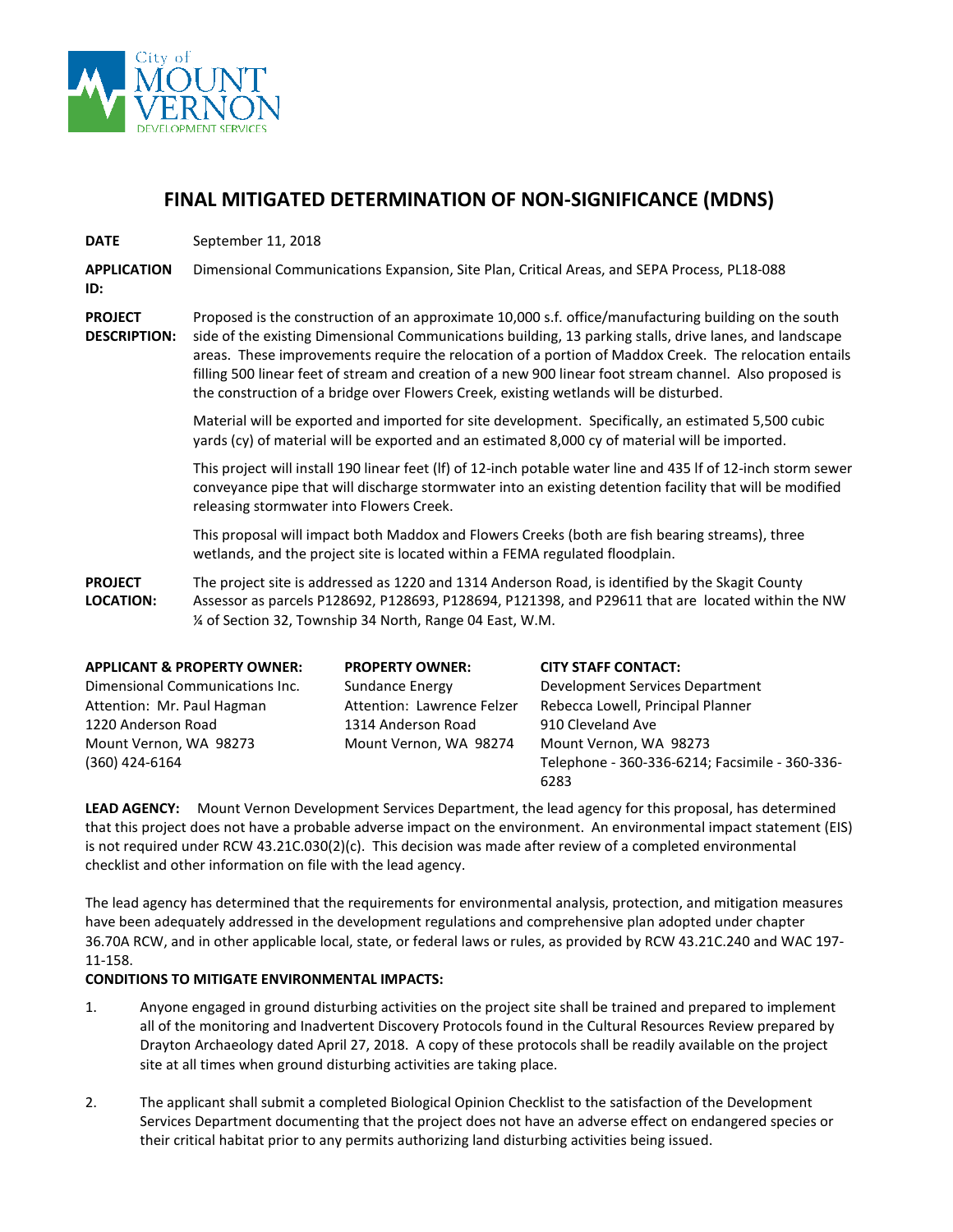City of MOUNT VERNON DEVELOPMENT SERVICES

# FINAL MITIGATED DETERMINATION OF NON-SIGNIFICANCE (MDNS)

**DATE** September 11, 2018

**APPLICATION ID:** Dimensional Communications Expansion, Site Plan, Critical Areas, and SEPA Process, PL18-088

**PROJECT DESCRIPTION:** Proposed is the construction of an approximate 10,000 s.f. office/manufacturing building on the south side of the existing Dimensional Communications building, 13 parking stalls, drive lanes, and landscape areas. These improvements require the relocation of a portion of Maddox Creek. The relocation entails filling 500 linear feet of stream and creation of a new 900 linear foot stream channel. Also proposed is the construction of a bridge over Flowers Creek, existing wetlands will be disturbed.

Material will be exported and imported for site development. Specifically, an estimated 5,500 cubic yards (cy) of material will be exported and an estimated 8,000 cy of material will be imported.

This project will install 190 linear feet (lf) of 12-inch potable water line and 435 lf of 12-inch storm sewer conveyance pipe that will discharge stormwater into an existing detention facility that will be modified releasing stormwater into Flowers Creek.

This proposal will impact both Maddox and Flowers Creeks (both are fish bearing streams), three wetlands, and the project site is located within a FEMA regulated floodplain.

**PROJECT LOCATION:** The project site is addressed as 1220 and 1314 Anderson Road, is identified by the Skagit County Assessor as parcels P128692, P128693, P128694, P121398, and P29611 that are located within the NW ¼ of Section 32, Township 34 North, Range 04 East, W.M.

**APPLICANT & PROPERTY OWNER:**
Dimensional Communications Inc.
Attention: Mr. Paul Hagman
1220 Anderson Road
Mount Vernon, WA 98273
(360) 424-6164

**PROPERTY OWNER:**
Sundance Energy
Attention: Lawrence Felzer
1314 Anderson Road
Mount Vernon, WA 98274

**CITY STAFF CONTACT:**
Development Services Department
Rebecca Lowell, Principal Planner
910 Cleveland Ave
Mount Vernon, WA 98273
Telephone - 360-336-6214; Facsimile - 360-336-6283

**LEAD AGENCY:** Mount Vernon Development Services Department, the lead agency for this proposal, has determined that this project does not have a probable adverse impact on the environment. An environmental impact statement (EIS) is not required under RCW 43.21C.030(2)(c). This decision was made after review of a completed environmental checklist and other information on file with the lead agency.

The lead agency has determined that the requirements for environmental analysis, protection, and mitigation measures have been adequately addressed in the development regulations and comprehensive plan adopted under chapter 36.70A RCW, and in other applicable local, state, or federal laws or rules, as provided by RCW 43.21C.240 and WAC 197-11-158.

**CONDITIONS TO MITIGATE ENVIRONMENTAL IMPACTS:**

1. Anyone engaged in ground disturbing activities on the project site shall be trained and prepared to implement all of the monitoring and Inadvertent Discovery Protocols found in the Cultural Resources Review prepared by Drayton Archaeology dated April 27, 2018. A copy of these protocols shall be readily available on the project site at all times when ground disturbing activities are taking place.

2. The applicant shall submit a completed Biological Opinion Checklist to the satisfaction of the Development Services Department documenting that the project does not have an adverse effect on endangered species or their critical habitat prior to any permits authorizing land disturbing activities being issued.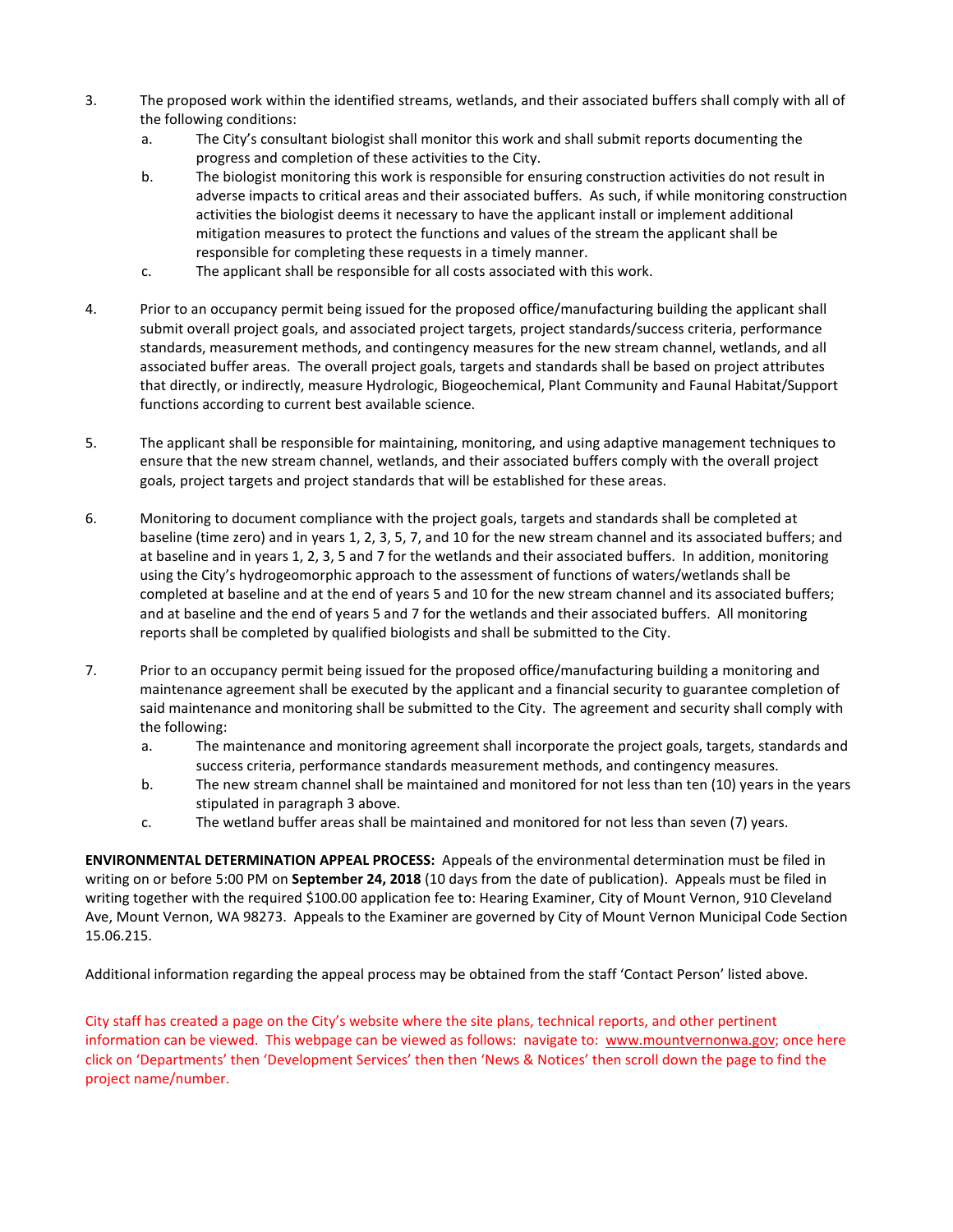3. The proposed work within the identified streams, wetlands, and their associated buffers shall comply with all of the following conditions:
   a. The City's consultant biologist shall monitor this work and shall submit reports documenting the progress and completion of these activities to the City.
   b. The biologist monitoring this work is responsible for ensuring construction activities do not result in adverse impacts to critical areas and their associated buffers. As such, if while monitoring construction activities the biologist deems it necessary to have the applicant install or implement additional mitigation measures to protect the functions and values of the stream the applicant shall be responsible for completing these requests in a timely manner.
   c. The applicant shall be responsible for all costs associated with this work.

4. Prior to an occupancy permit being issued for the proposed office/manufacturing building the applicant shall submit overall project goals, and associated project targets, project standards/success criteria, performance standards, measurement methods, and contingency measures for the new stream channel, wetlands, and all associated buffer areas. The overall project goals, targets and standards shall be based on project attributes that directly, or indirectly, measure Hydrologic, Biogeochemical, Plant Community and Faunal Habitat/Support functions according to current best available science.

5. The applicant shall be responsible for maintaining, monitoring, and using adaptive management techniques to ensure that the new stream channel, wetlands, and their associated buffers comply with the overall project goals, project targets and project standards that will be established for these areas.

6. Monitoring to document compliance with the project goals, targets and standards shall be completed at baseline (time zero) and in years 1, 2, 3, 5, 7, and 10 for the new stream channel and its associated buffers; and at baseline and in years 1, 2, 3, 5 and 7 for the wetlands and their associated buffers. In addition, monitoring using the City's hydrogeomorphic approach to the assessment of functions of waters/wetlands shall be completed at baseline and at the end of years 5 and 10 for the new stream channel and its associated buffers; and at baseline and the end of years 5 and 7 for the wetlands and their associated buffers. All monitoring reports shall be completed by qualified biologists and shall be submitted to the City.

7. Prior to an occupancy permit being issued for the proposed office/manufacturing building a monitoring and maintenance agreement shall be executed by the applicant and a financial security to guarantee completion of said maintenance and monitoring shall be submitted to the City. The agreement and security shall comply with the following:
   a. The maintenance and monitoring agreement shall incorporate the project goals, targets, standards and success criteria, performance standards measurement methods, and contingency measures.
   b. The new stream channel shall be maintained and monitored for not less than ten (10) years in the years stipulated in paragraph 3 above.
   c. The wetland buffer areas shall be maintained and monitored for not less than seven (7) years.

**ENVIRONMENTAL DETERMINATION APPEAL PROCESS:** Appeals of the environmental determination must be filed in writing on or before 5:00 PM on **September 24, 2018** (10 days from the date of publication). Appeals must be filed in writing together with the required $100.00 application fee to: Hearing Examiner, City of Mount Vernon, 910 Cleveland Ave, Mount Vernon, WA 98273. Appeals to the Examiner are governed by City of Mount Vernon Municipal Code Section 15.06.215.

Additional information regarding the appeal process may be obtained from the staff 'Contact Person' listed above.

City staff has created a page on the City's website where the site plans, technical reports, and other pertinent information can be viewed. This webpage can be viewed as follows: navigate to: www.mountvernonwa.gov; once here click on 'Departments' then 'Development Services' then then 'News & Notices' then scroll down the page to find the project name/number.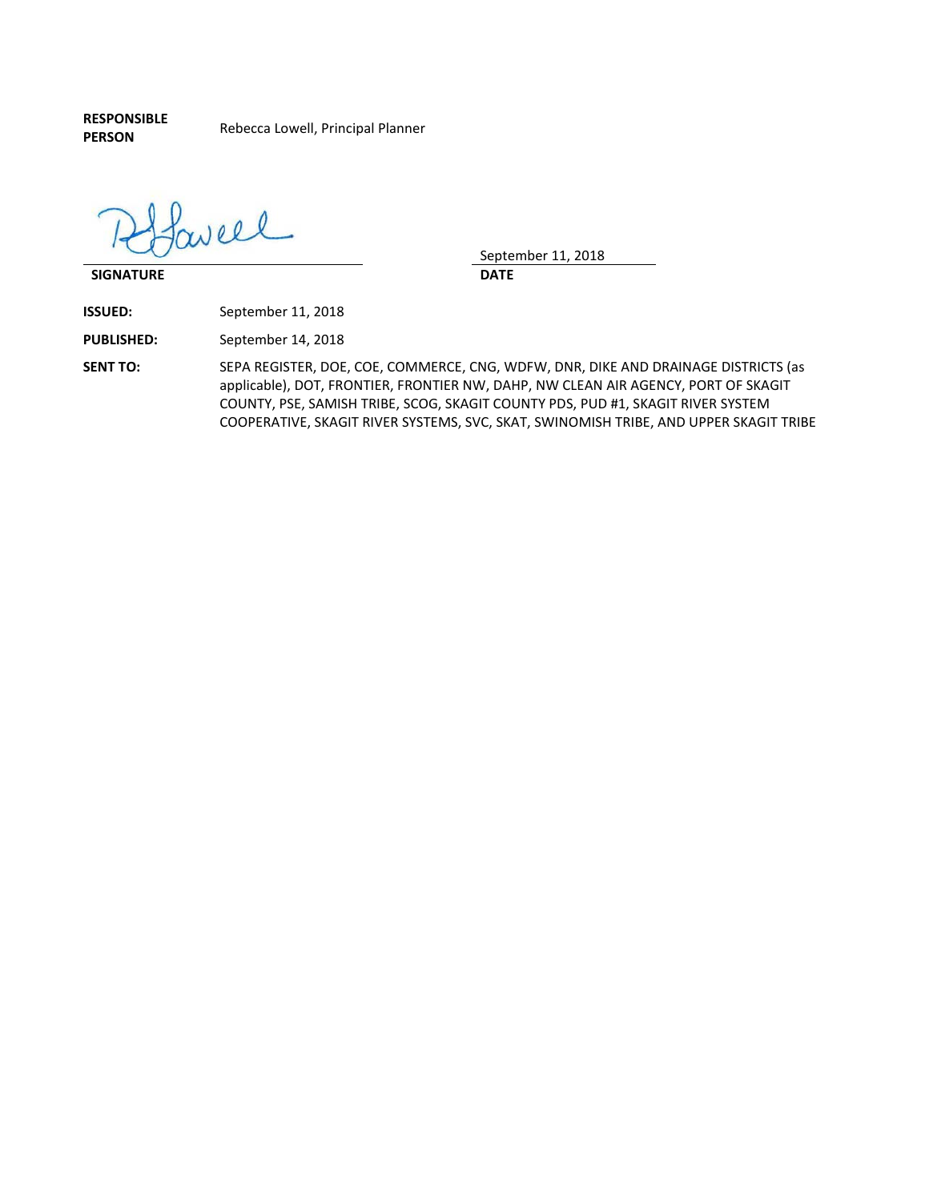**RESPONSIBLE PERSON** Rebecca Lowell, Principal Planner

**SIGNATURE** 

**DATE** September 11, 2018

**ISSUED:** September 11, 2018

**PUBLISHED:** September 14, 2018

**SENT TO:** SEPA REGISTER, DOE, COE, COMMERCE, CNG, WDFW, DNR, DIKE AND DRAINAGE DISTRICTS (as applicable), DOT, FRONTIER, FRONTIER NW, DAHP, NW CLEAN AIR AGENCY, PORT OF SKAGIT COUNTY, PSE, SAMISH TRIBE, SCOG, SKAGIT COUNTY PDS, PUD #1, SKAGIT RIVER SYSTEM COOPERATIVE, SKAGIT RIVER SYSTEMS, SVC, SKAT, SWINOMISH TRIBE, AND UPPER SKAGIT TRIBE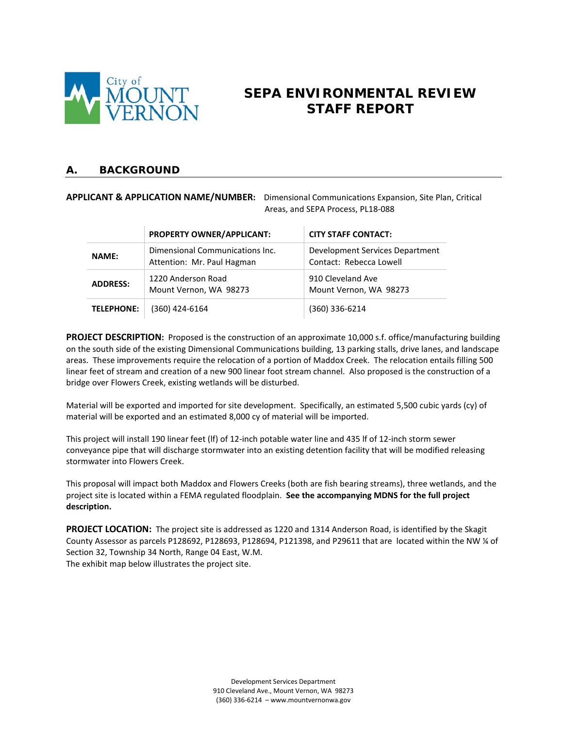# SEPA ENVIRONMENTAL REVIEW STAFF REPORT

City of Mount Vernon

## A. BACKGROUND

**APPLICANT & APPLICATION NAME/NUMBER:** Dimensional Communications Expansion, Site Plan, Critical Areas, and SEPA Process, PL18-088

| | PROPERTY OWNER/APPLICANT: | CITY STAFF CONTACT: |
|---|---|---|
| **NAME:** | Dimensional Communications Inc.<br>Attention: Mr. Paul Hagman | Development Services Department<br>Contact: Rebecca Lowell |
| **ADDRESS:** | 1220 Anderson Road<br>Mount Vernon, WA 98273 | 910 Cleveland Ave<br>Mount Vernon, WA 98273 |
| **TELEPHONE:** | (360) 424-6164 | (360) 336-6214 |

**PROJECT DESCRIPTION:** Proposed is the construction of an approximate 10,000 s.f. office/manufacturing building on the south side of the existing Dimensional Communications building, 13 parking stalls, drive lanes, and landscape areas. These improvements require the relocation of a portion of Maddox Creek. The relocation entails filling 500 linear feet of stream and creation of a new 900 linear foot stream channel. Also proposed is the construction of a bridge over Flowers Creek, existing wetlands will be disturbed.

Material will be exported and imported for site development. Specifically, an estimated 5,500 cubic yards (cy) of material will be exported and an estimated 8,000 cy of material will be imported.

This project will install 190 linear feet (lf) of 12-inch potable water line and 435 lf of 12-inch storm sewer conveyance pipe that will discharge stormwater into an existing detention facility that will be modified releasing stormwater into Flowers Creek.

This proposal will impact both Maddox and Flowers Creeks (both are fish bearing streams), three wetlands, and the project site is located within a FEMA regulated floodplain. **See the accompanying MDNS for the full project description.**

**PROJECT LOCATION:** The project site is addressed as 1220 and 1314 Anderson Road, is identified by the Skagit County Assessor as parcels P128692, P128693, P128694, P121398, and P29611 that are located within the NW ¼ of Section 32, Township 34 North, Range 04 East, W.M.
The exhibit map below illustrates the project site.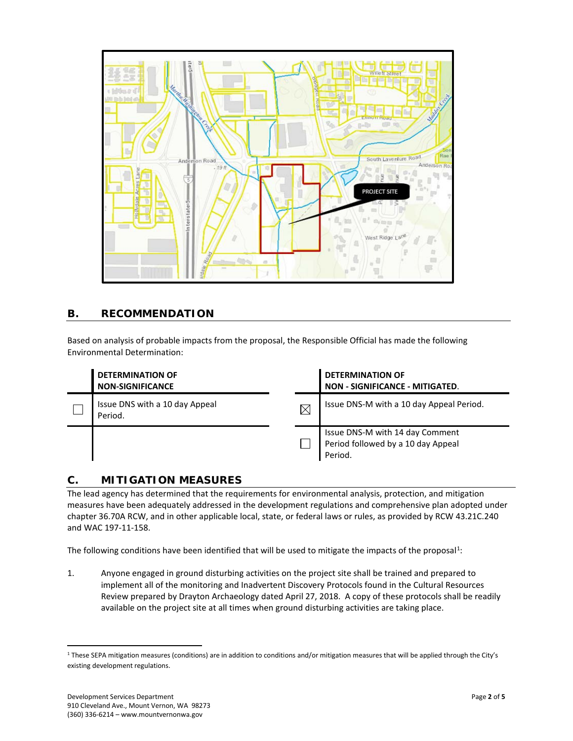## B. RECOMMENDATION

Based on analysis of probable impacts from the proposal, the Responsible Official has made the following Environmental Determination:

| | DETERMINATION OF NON-SIGNIFICANCE | | DETERMINATION OF NON - SIGNIFICANCE - MITIGATED. |
|---|---|---|---|
| ☐ | Issue DNS with a 10 day Appeal Period. | ☒ | Issue DNS-M with a 10 day Appeal Period. |
| | | ☐ | Issue DNS-M with 14 day Comment Period followed by a 10 day Appeal Period. |

## C. MITIGATION MEASURES

The lead agency has determined that the requirements for environmental analysis, protection, and mitigation measures have been adequately addressed in the development regulations and comprehensive plan adopted under chapter 36.70A RCW, and in other applicable local, state, or federal laws or rules, as provided by RCW 43.21C.240 and WAC 197-11-158.

The following conditions have been identified that will be used to mitigate the impacts of the proposal[1]:

1. Anyone engaged in ground disturbing activities on the project site shall be trained and prepared to implement all of the monitoring and Inadvertent Discovery Protocols found in the Cultural Resources Review prepared by Drayton Archaeology dated April 27, 2018. A copy of these protocols shall be readily available on the project site at all times when ground disturbing activities are taking place.

[1] These SEPA mitigation measures (conditions) are in addition to conditions and/or mitigation measures that will be applied through the City's existing development regulations.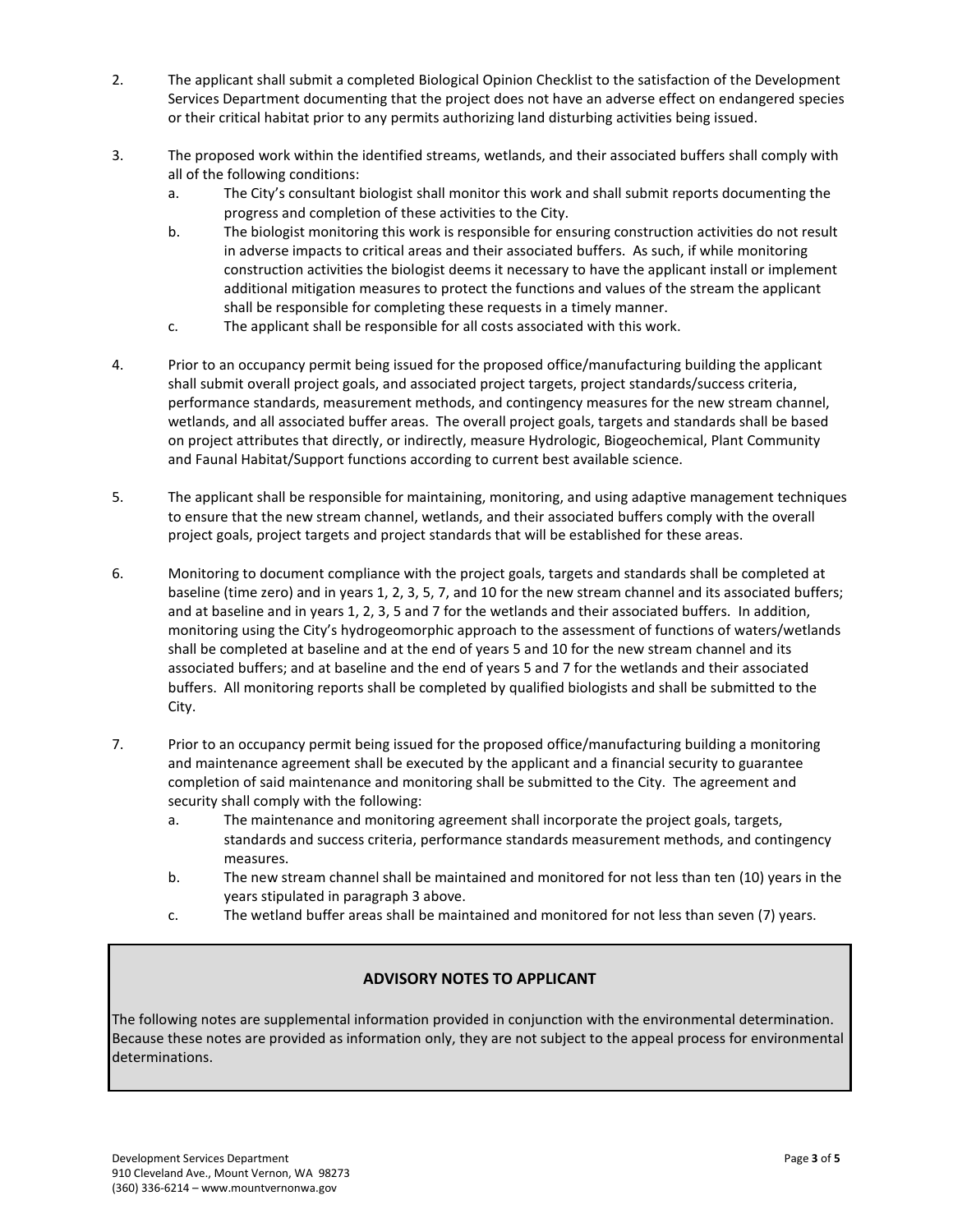2. The applicant shall submit a completed Biological Opinion Checklist to the satisfaction of the Development Services Department documenting that the project does not have an adverse effect on endangered species or their critical habitat prior to any permits authorizing land disturbing activities being issued.

3. The proposed work within the identified streams, wetlands, and their associated buffers shall comply with all of the following conditions:
   a. The City's consultant biologist shall monitor this work and shall submit reports documenting the progress and completion of these activities to the City.
   b. The biologist monitoring this work is responsible for ensuring construction activities do not result in adverse impacts to critical areas and their associated buffers. As such, if while monitoring construction activities the biologist deems it necessary to have the applicant install or implement additional mitigation measures to protect the functions and values of the stream the applicant shall be responsible for completing these requests in a timely manner.
   c. The applicant shall be responsible for all costs associated with this work.

4. Prior to an occupancy permit being issued for the proposed office/manufacturing building the applicant shall submit overall project goals, and associated project targets, project standards/success criteria, performance standards, measurement methods, and contingency measures for the new stream channel, wetlands, and all associated buffer areas. The overall project goals, targets and standards shall be based on project attributes that directly, or indirectly, measure Hydrologic, Biogeochemical, Plant Community and Faunal Habitat/Support functions according to current best available science.

5. The applicant shall be responsible for maintaining, monitoring, and using adaptive management techniques to ensure that the new stream channel, wetlands, and their associated buffers comply with the overall project goals, project targets and project standards that will be established for these areas.

6. Monitoring to document compliance with the project goals, targets and standards shall be completed at baseline (time zero) and in years 1, 2, 3, 5, 7, and 10 for the new stream channel and its associated buffers; and at baseline and in years 1, 2, 3, 5 and 7 for the wetlands and their associated buffers. In addition, monitoring using the City's hydrogeomorphic approach to the assessment of functions of waters/wetlands shall be completed at baseline and at the end of years 5 and 10 for the new stream channel and its associated buffers; and at baseline and the end of years 5 and 7 for the wetlands and their associated buffers. All monitoring reports shall be completed by qualified biologists and shall be submitted to the City.

7. Prior to an occupancy permit being issued for the proposed office/manufacturing building a monitoring and maintenance agreement shall be executed by the applicant and a financial security to guarantee completion of said maintenance and monitoring shall be submitted to the City. The agreement and security shall comply with the following:
   a. The maintenance and monitoring agreement shall incorporate the project goals, targets, standards and success criteria, performance standards measurement methods, and contingency measures.
   b. The new stream channel shall be maintained and monitored for not less than ten (10) years in the years stipulated in paragraph 3 above.
   c. The wetland buffer areas shall be maintained and monitored for not less than seven (7) years.

## ADVISORY NOTES TO APPLICANT

The following notes are supplemental information provided in conjunction with the environmental determination. Because these notes are provided as information only, they are not subject to the appeal process for environmental determinations.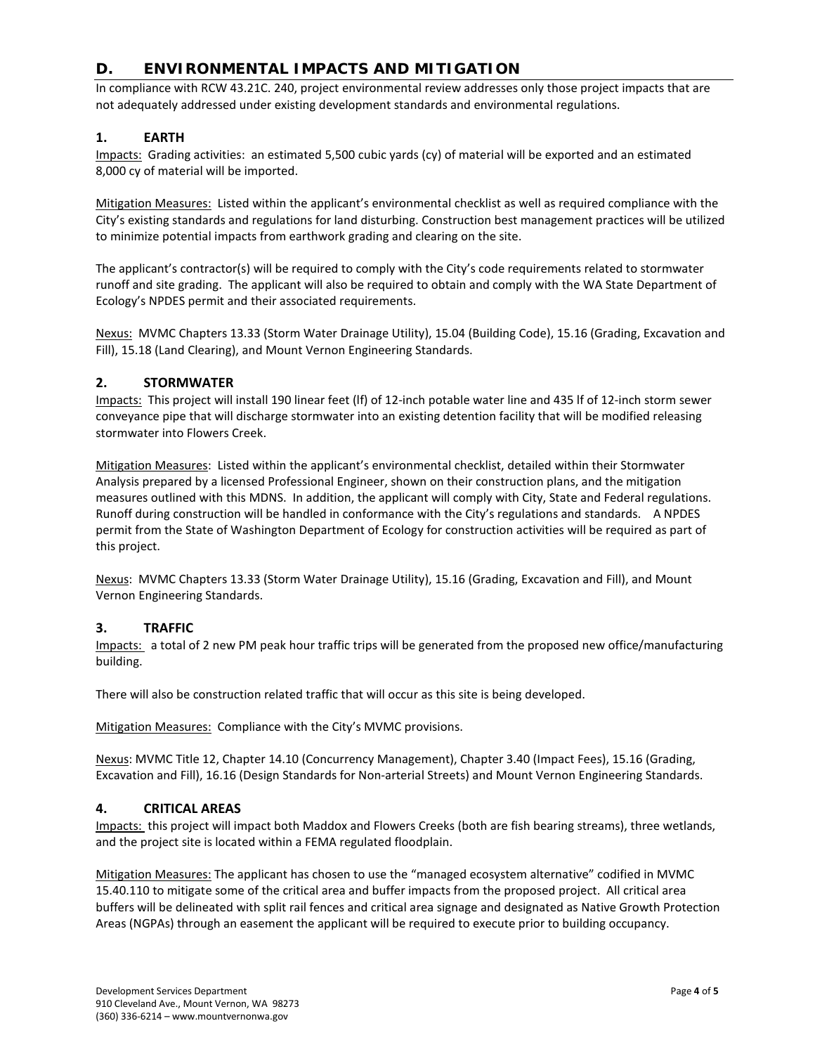## D. ENVIRONMENTAL IMPACTS AND MITIGATION

In compliance with RCW 43.21C. 240, project environmental review addresses only those project impacts that are not adequately addressed under existing development standards and environmental regulations.

### 1. EARTH

Impacts: Grading activities: an estimated 5,500 cubic yards (cy) of material will be exported and an estimated 8,000 cy of material will be imported.

Mitigation Measures: Listed within the applicant's environmental checklist as well as required compliance with the City's existing standards and regulations for land disturbing. Construction best management practices will be utilized to minimize potential impacts from earthwork grading and clearing on the site.

The applicant's contractor(s) will be required to comply with the City's code requirements related to stormwater runoff and site grading. The applicant will also be required to obtain and comply with the WA State Department of Ecology's NPDES permit and their associated requirements.

Nexus: MVMC Chapters 13.33 (Storm Water Drainage Utility), 15.04 (Building Code), 15.16 (Grading, Excavation and Fill), 15.18 (Land Clearing), and Mount Vernon Engineering Standards.

### 2. STORMWATER

Impacts: This project will install 190 linear feet (lf) of 12-inch potable water line and 435 lf of 12-inch storm sewer conveyance pipe that will discharge stormwater into an existing detention facility that will be modified releasing stormwater into Flowers Creek.

Mitigation Measures: Listed within the applicant's environmental checklist, detailed within their Stormwater Analysis prepared by a licensed Professional Engineer, shown on their construction plans, and the mitigation measures outlined with this MDNS. In addition, the applicant will comply with City, State and Federal regulations. Runoff during construction will be handled in conformance with the City's regulations and standards. A NPDES permit from the State of Washington Department of Ecology for construction activities will be required as part of this project.

Nexus: MVMC Chapters 13.33 (Storm Water Drainage Utility), 15.16 (Grading, Excavation and Fill), and Mount Vernon Engineering Standards.

### 3. TRAFFIC

Impacts: a total of 2 new PM peak hour traffic trips will be generated from the proposed new office/manufacturing building.

There will also be construction related traffic that will occur as this site is being developed.

Mitigation Measures: Compliance with the City's MVMC provisions.

Nexus: MVMC Title 12, Chapter 14.10 (Concurrency Management), Chapter 3.40 (Impact Fees), 15.16 (Grading, Excavation and Fill), 16.16 (Design Standards for Non-arterial Streets) and Mount Vernon Engineering Standards.

### 4. CRITICAL AREAS

Impacts: this project will impact both Maddox and Flowers Creeks (both are fish bearing streams), three wetlands, and the project site is located within a FEMA regulated floodplain.

Mitigation Measures: The applicant has chosen to use the "managed ecosystem alternative" codified in MVMC 15.40.110 to mitigate some of the critical area and buffer impacts from the proposed project. All critical area buffers will be delineated with split rail fences and critical area signage and designated as Native Growth Protection Areas (NGPAs) through an easement the applicant will be required to execute prior to building occupancy.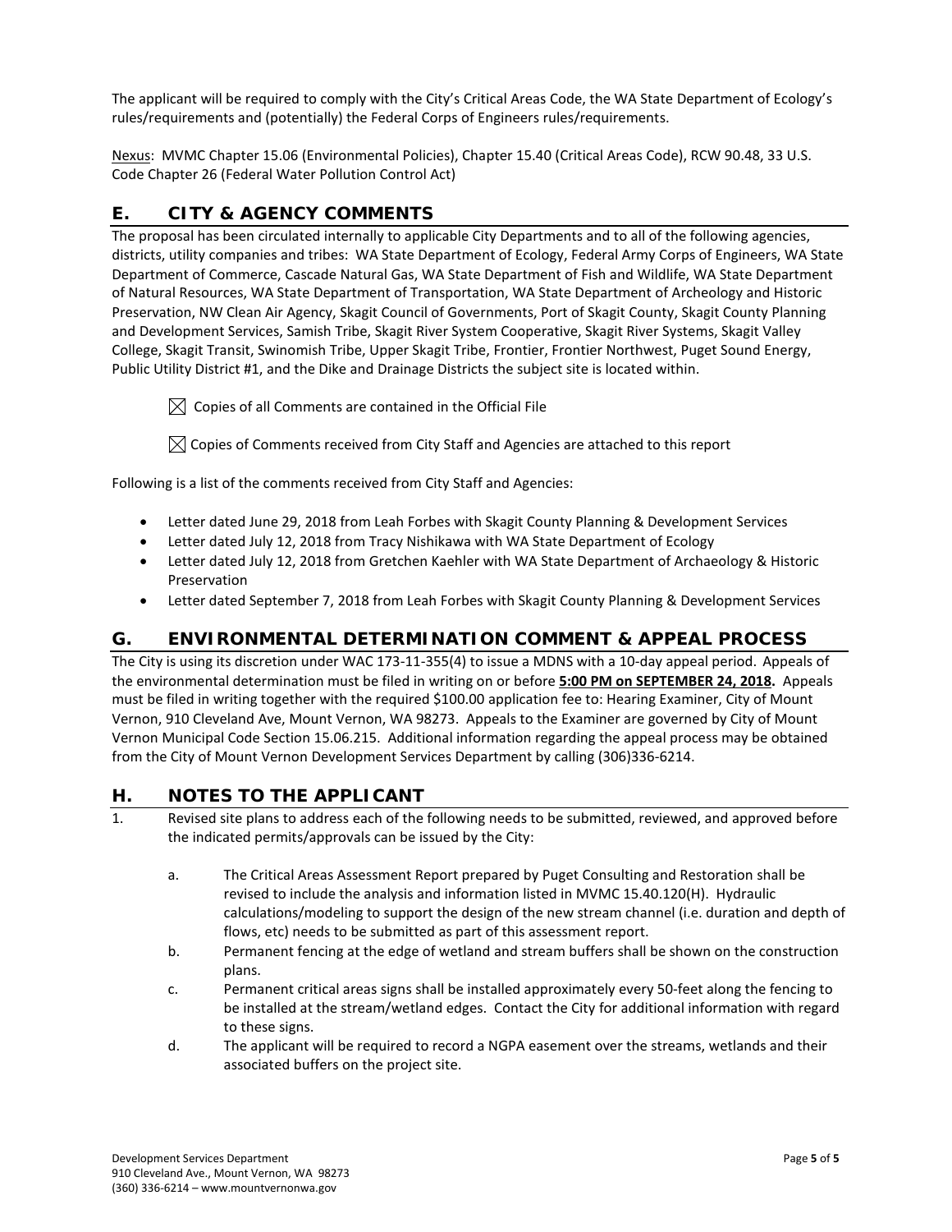The applicant will be required to comply with the City's Critical Areas Code, the WA State Department of Ecology's rules/requirements and (potentially) the Federal Corps of Engineers rules/requirements.

Nexus: MVMC Chapter 15.06 (Environmental Policies), Chapter 15.40 (Critical Areas Code), RCW 90.48, 33 U.S. Code Chapter 26 (Federal Water Pollution Control Act)

## E. CITY & AGENCY COMMENTS

The proposal has been circulated internally to applicable City Departments and to all of the following agencies, districts, utility companies and tribes: WA State Department of Ecology, Federal Army Corps of Engineers, WA State Department of Commerce, Cascade Natural Gas, WA State Department of Fish and Wildlife, WA State Department of Natural Resources, WA State Department of Transportation, WA State Department of Archeology and Historic Preservation, NW Clean Air Agency, Skagit Council of Governments, Port of Skagit County, Skagit County Planning and Development Services, Samish Tribe, Skagit River System Cooperative, Skagit River Systems, Skagit Valley College, Skagit Transit, Swinomish Tribe, Upper Skagit Tribe, Frontier, Frontier Northwest, Puget Sound Energy, Public Utility District #1, and the Dike and Drainage Districts the subject site is located within.

☒ Copies of all Comments are contained in the Official File

☒ Copies of Comments received from City Staff and Agencies are attached to this report

Following is a list of the comments received from City Staff and Agencies:

- Letter dated June 29, 2018 from Leah Forbes with Skagit County Planning & Development Services
- Letter dated July 12, 2018 from Tracy Nishikawa with WA State Department of Ecology
- Letter dated July 12, 2018 from Gretchen Kaehler with WA State Department of Archaeology & Historic Preservation
- Letter dated September 7, 2018 from Leah Forbes with Skagit County Planning & Development Services

## G. ENVIRONMENTAL DETERMINATION COMMENT & APPEAL PROCESS

The City is using its discretion under WAC 173-11-355(4) to issue a MDNS with a 10-day appeal period. Appeals of the environmental determination must be filed in writing on or before **5:00 PM on SEPTEMBER 24, 2018.** Appeals must be filed in writing together with the required $100.00 application fee to: Hearing Examiner, City of Mount Vernon, 910 Cleveland Ave, Mount Vernon, WA 98273. Appeals to the Examiner are governed by City of Mount Vernon Municipal Code Section 15.06.215. Additional information regarding the appeal process may be obtained from the City of Mount Vernon Development Services Department by calling (306)336-6214.

## H. NOTES TO THE APPLICANT

1. Revised site plans to address each of the following needs to be submitted, reviewed, and approved before the indicated permits/approvals can be issued by the City:

   a. The Critical Areas Assessment Report prepared by Puget Consulting and Restoration shall be revised to include the analysis and information listed in MVMC 15.40.120(H). Hydraulic calculations/modeling to support the design of the new stream channel (i.e. duration and depth of flows, etc) needs to be submitted as part of this assessment report.

   b. Permanent fencing at the edge of wetland and stream buffers shall be shown on the construction plans.

   c. Permanent critical areas signs shall be installed approximately every 50-feet along the fencing to be installed at the stream/wetland edges. Contact the City for additional information with regard to these signs.

   d. The applicant will be required to record a NGPA easement over the streams, wetlands and their associated buffers on the project site.